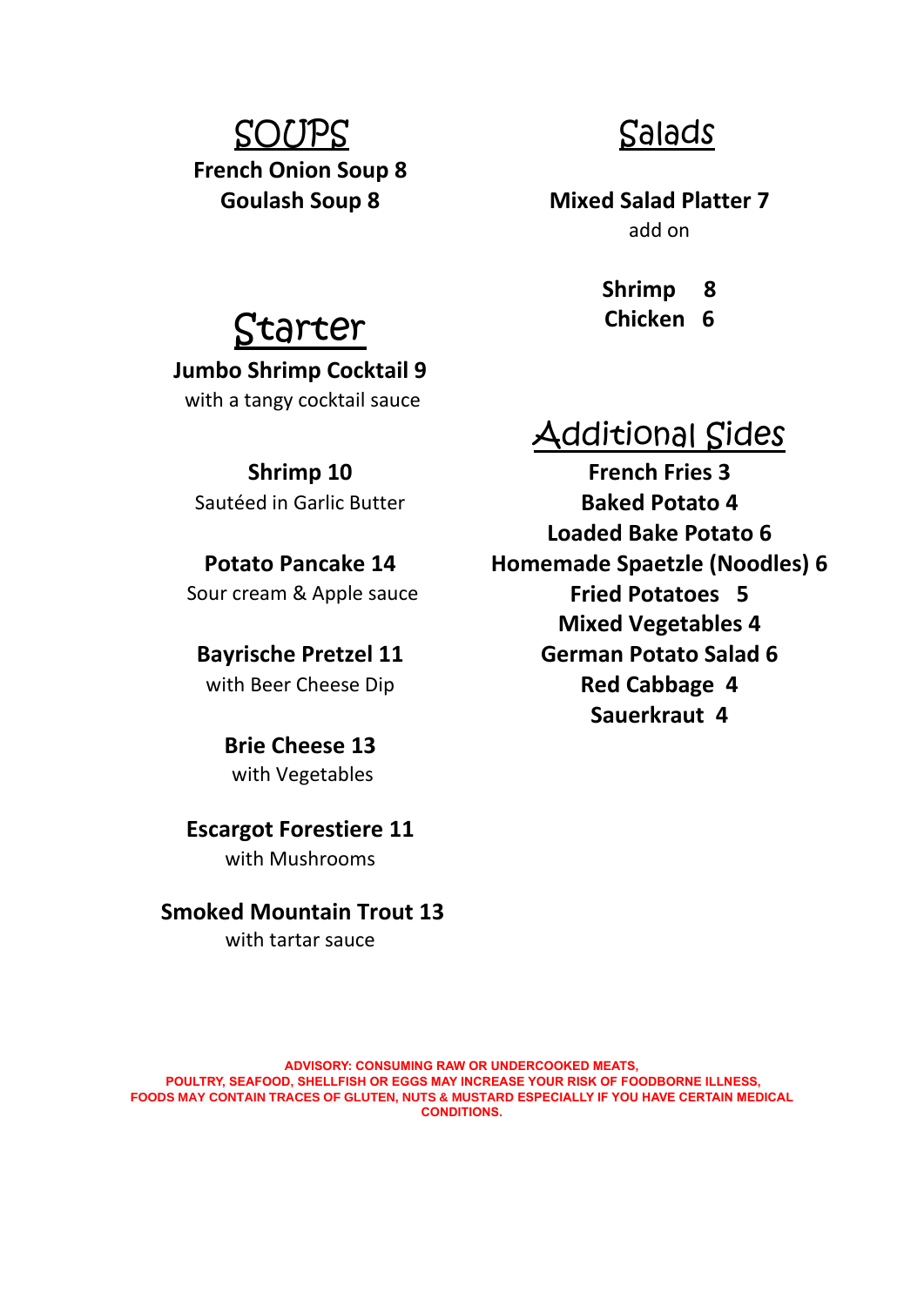## SOUPS

**French Onion Soup 8**
**Goulash Soup 8**

## Starter

**Jumbo Shrimp Cocktail 9**
with a tangy cocktail sauce

**Shrimp 10**
Sautéed in Garlic Butter

**Potato Pancake 14**
Sour cream & Apple sauce

**Bayrische Pretzel 11**
with Beer Cheese Dip

**Brie Cheese 13**
with Vegetables

**Escargot Forestiere 11**
with Mushrooms

**Smoked Mountain Trout 13**
with tartar sauce

## Salads

**Mixed Salad Platter 7**
add on

**Shrimp 8**
**Chicken 6**

## Additional Sides

**French Fries 3**
**Baked Potato 4**
**Loaded Bake Potato 6**
**Homemade Spaetzle (Noodles) 6**
**Fried Potatoes 5**
**Mixed Vegetables 4**
**German Potato Salad 6**
**Red Cabbage 4**
**Sauerkraut 4**

**ADVISORY: CONSUMING RAW OR UNDERCOOKED MEATS, POULTRY, SEAFOOD, SHELLFISH OR EGGS MAY INCREASE YOUR RISK OF FOODBORNE ILLNESS, FOODS MAY CONTAIN TRACES OF GLUTEN, NUTS & MUSTARD ESPECIALLY IF YOU HAVE CERTAIN MEDICAL CONDITIONS.**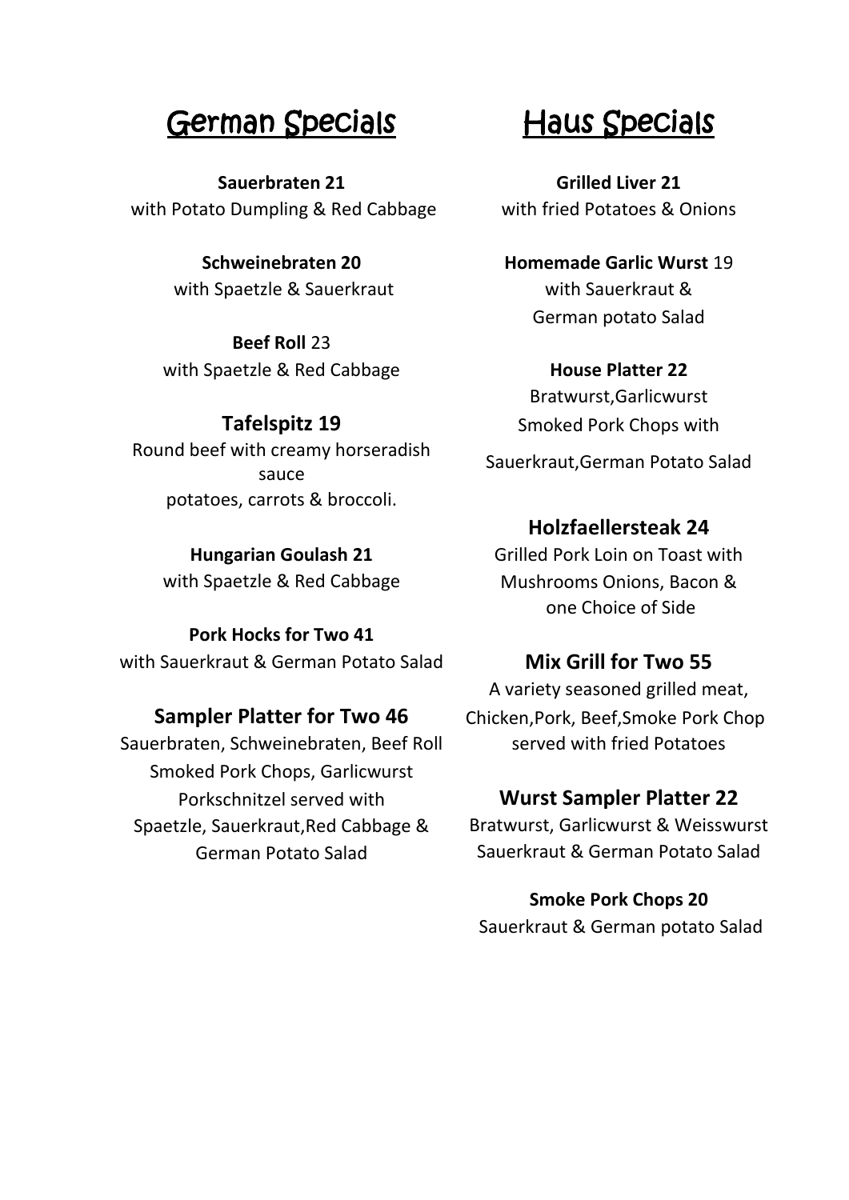## German Specials

**Sauerbraten 21**
with Potato Dumpling & Red Cabbage

**Schweinebraten 20**
with Spaetzle & Sauerkraut

**Beef Roll** 23
with Spaetzle & Red Cabbage

**Tafelspitz 19**
Round beef with creamy horseradish sauce
potatoes, carrots & broccoli.

**Hungarian Goulash 21**
with Spaetzle & Red Cabbage

**Pork Hocks for Two 41**
with Sauerkraut & German Potato Salad

**Sampler Platter for Two 46**
Sauerbraten, Schweinebraten, Beef Roll
Smoked Pork Chops, Garlicwurst
Porkschnitzel served with
Spaetzle, Sauerkraut,Red Cabbage &
German Potato Salad

## Haus Specials

**Grilled Liver 21**
with fried Potatoes & Onions

**Homemade Garlic Wurst** 19
with Sauerkraut &
German potato Salad

**House Platter 22**
Bratwurst,Garlicwurst
Smoked Pork Chops with
Sauerkraut,German Potato Salad

**Holzfaellersteak 24**
Grilled Pork Loin on Toast with
Mushrooms Onions, Bacon &
one Choice of Side

**Mix Grill for Two 55**
A variety seasoned grilled meat,
Chicken,Pork, Beef,Smoke Pork Chop
served with fried Potatoes

**Wurst Sampler Platter 22**
Bratwurst, Garlicwurst & Weisswurst
Sauerkraut & German Potato Salad

**Smoke Pork Chops 20**
Sauerkraut & German potato Salad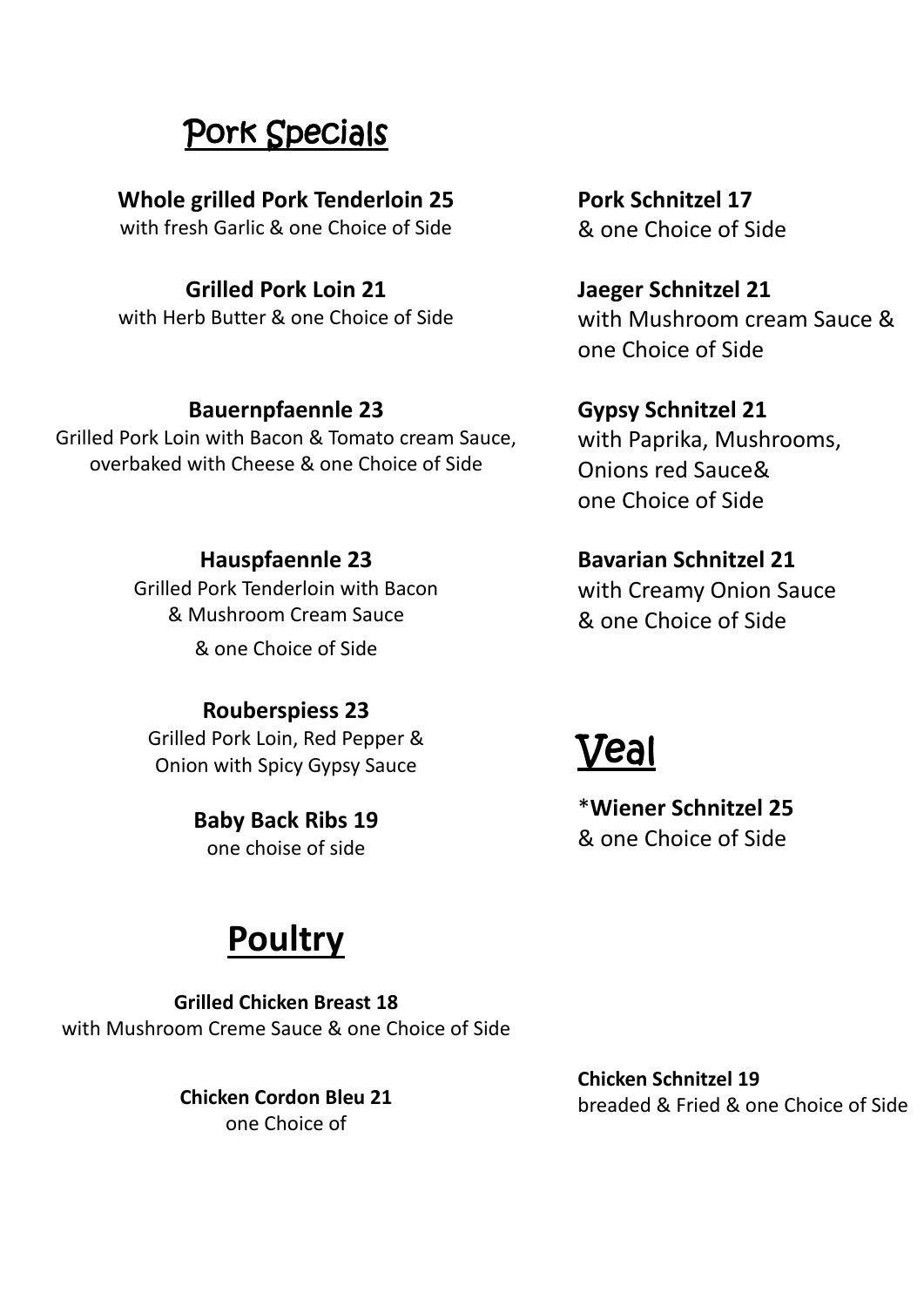## Pork Specials

**Whole grilled Pork Tenderloin 25**
with fresh Garlic & one Choice of Side

**Grilled Pork Loin 21**
with Herb Butter & one Choice of Side

**Bauernpfaennle 23**
Grilled Pork Loin with Bacon & Tomato cream Sauce, overbaked with Cheese & one Choice of Side

**Hauspfaennle 23**
Grilled Pork Tenderloin with Bacon & Mushroom Cream Sauce
& one Choice of Side

**Rouberspiess 23**
Grilled Pork Loin, Red Pepper & Onion with Spicy Gypsy Sauce

**Baby Back Ribs 19**
one choise of side

**Pork Schnitzel 17**
& one Choice of Side

**Jaeger Schnitzel 21**
with Mushroom cream Sauce & one Choice of Side

**Gypsy Schnitzel 21**
with Paprika, Mushrooms, Onions red Sauce&
one Choice of Side

**Bavarian Schnitzel 21**
with Creamy Onion Sauce
& one Choice of Side

## Veal

*****Wiener Schnitzel 25**
& one Choice of Side

## Poultry

**Grilled Chicken Breast 18**
with Mushroom Creme Sauce & one Choice of Side

**Chicken Cordon Bleu 21**
one Choice of

**Chicken Schnitzel 19**
breaded & Fried & one Choice of Side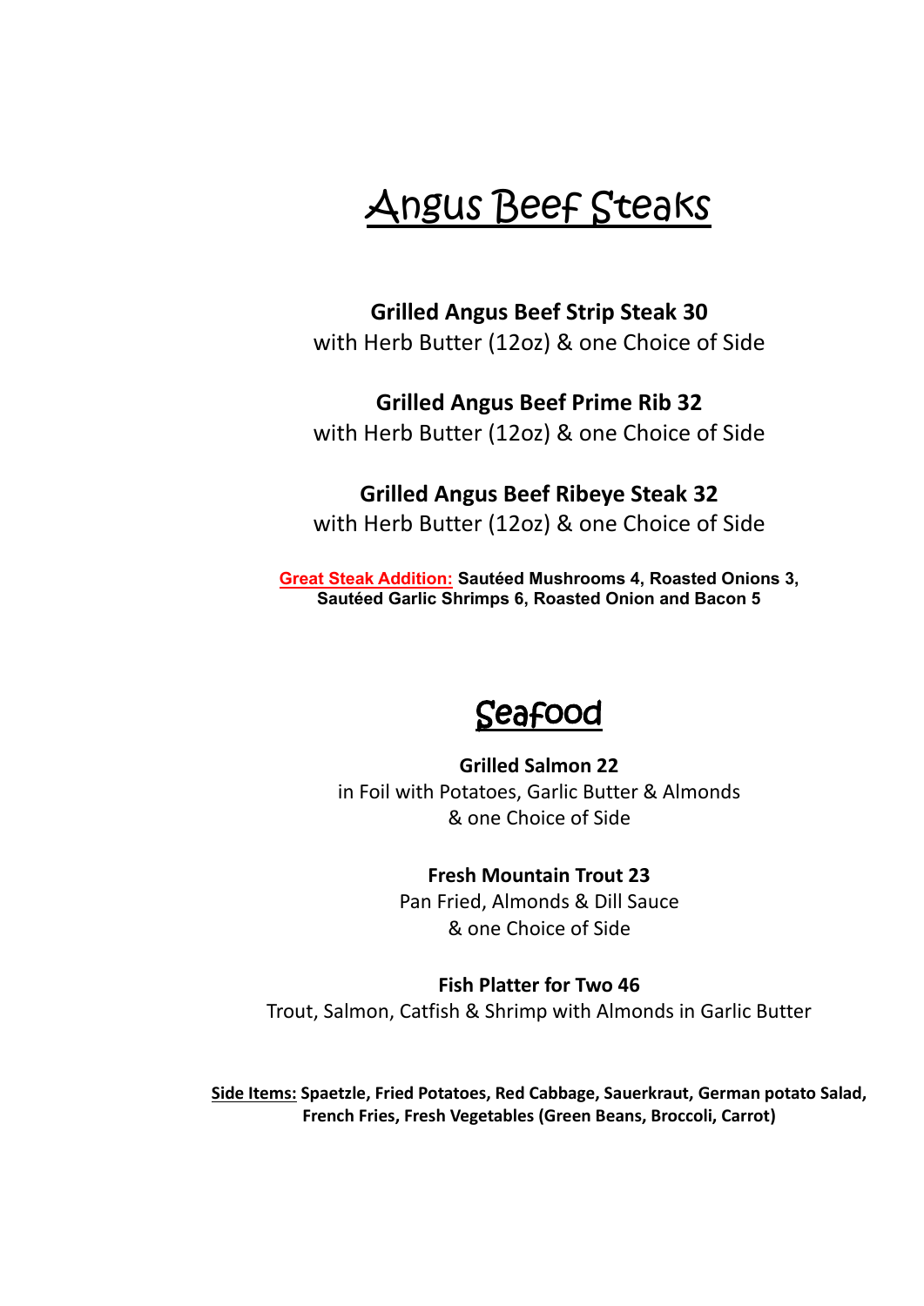# Angus Beef Steaks

**Grilled Angus Beef Strip Steak 30**
with Herb Butter (12oz) & one Choice of Side

**Grilled Angus Beef Prime Rib 32**
with Herb Butter (12oz) & one Choice of Side

**Grilled Angus Beef Ribeye Steak 32**
with Herb Butter (12oz) & one Choice of Side

**Great Steak Addition:** **Sautéed Mushrooms 4, Roasted Onions 3, Sautéed Garlic Shrimps 6, Roasted Onion and Bacon 5**

# Seafood

**Grilled Salmon 22**
in Foil with Potatoes, Garlic Butter & Almonds
& one Choice of Side

**Fresh Mountain Trout 23**
Pan Fried, Almonds & Dill Sauce
& one Choice of Side

**Fish Platter for Two 46**
Trout, Salmon, Catfish & Shrimp with Almonds in Garlic Butter

**Side Items:** **Spaetzle, Fried Potatoes, Red Cabbage, Sauerkraut, German potato Salad, French Fries, Fresh Vegetables (Green Beans, Broccoli, Carrot)**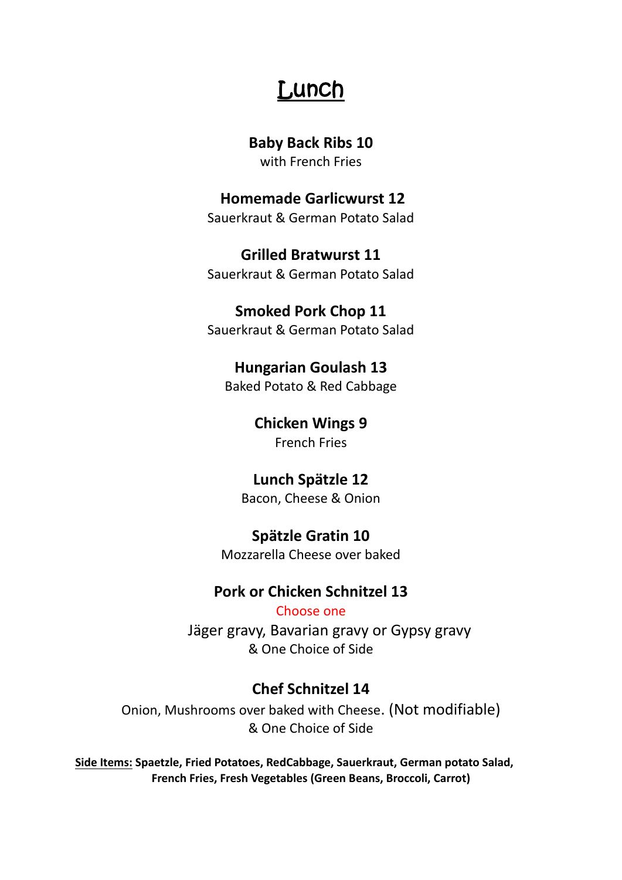# Lunch

**Baby Back Ribs 10**
with French Fries

**Homemade Garlicwurst 12**
Sauerkraut & German Potato Salad

**Grilled Bratwurst 11**
Sauerkraut & German Potato Salad

**Smoked Pork Chop 11**
Sauerkraut & German Potato Salad

**Hungarian Goulash 13**
Baked Potato & Red Cabbage

**Chicken Wings 9**
French Fries

**Lunch Spätzle 12**
Bacon, Cheese & Onion

**Spätzle Gratin 10**
Mozzarella Cheese over baked

**Pork or Chicken Schnitzel 13**
Choose one
Jäger gravy, Bavarian gravy or Gypsy gravy
& One Choice of Side

**Chef Schnitzel 14**
Onion, Mushrooms over baked with Cheese. (Not modifiable)
& One Choice of Side

**Side Items: Spaetzle, Fried Potatoes, RedCabbage, Sauerkraut, German potato Salad, French Fries, Fresh Vegetables (Green Beans, Broccoli, Carrot)**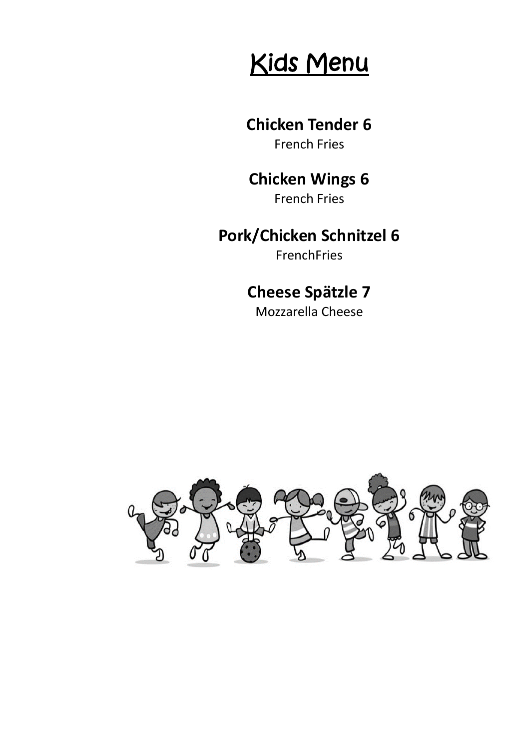# Kids Menu

**Chicken Tender 6**
French Fries

**Chicken Wings 6**
French Fries

**Pork/Chicken Schnitzel 6**
FrenchFries

**Cheese Spätzle 7**
Mozzarella Cheese